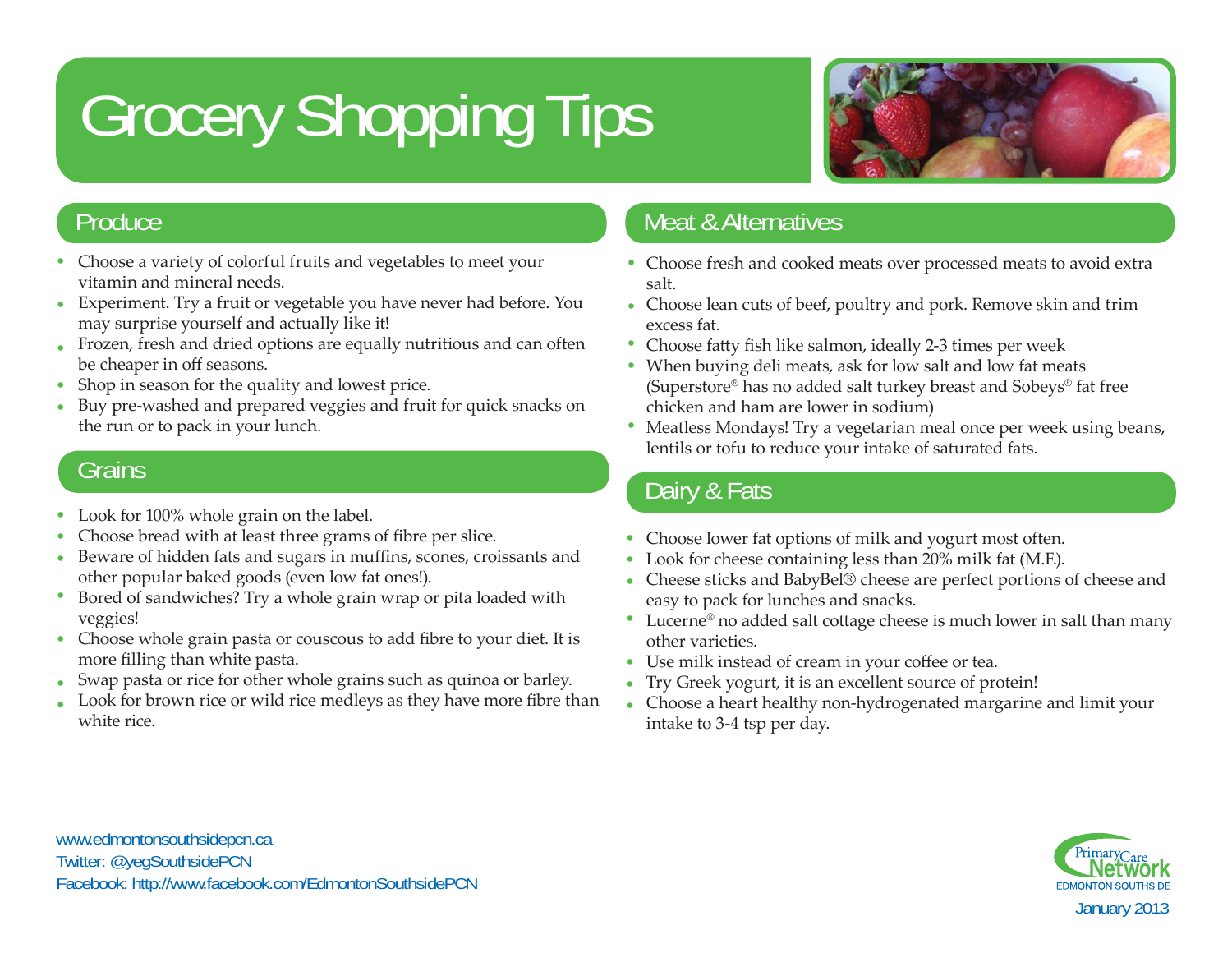# Grocery Shopping Tips

## Produce

- Choose a variety of colorful fruits and vegetables to meet your vitamin and mineral needs.
- Experiment. Try a fruit or vegetable you have never had before. You may surprise yourself and actually like it!
- Frozen, fresh and dried options are equally nutritious and can often be cheaper in off seasons.
- Shop in season for the quality and lowest price.
- Buy pre-washed and prepared veggies and fruit for quick snacks on the run or to pack in your lunch.

## Grains

- Look for 100% whole grain on the label.
- Choose bread with at least three grams of fibre per slice.
- Beware of hidden fats and sugars in muffins, scones, croissants and other popular baked goods (even low fat ones!).
- Bored of sandwiches? Try a whole grain wrap or pita loaded with veggies!
- Choose whole grain pasta or couscous to add fibre to your diet. It is more filling than white pasta.
- Swap pasta or rice for other whole grains such as quinoa or barley.
- Look for brown rice or wild rice medleys as they have more fibre than white rice.

## Meat & Alternatives

- Choose fresh and cooked meats over processed meats to avoid extra salt.
- Choose lean cuts of beef, poultry and pork. Remove skin and trim excess fat.
- Choose fatty fish like salmon, ideally 2-3 times per week
- When buying deli meats, ask for low salt and low fat meats (Superstore® has no added salt turkey breast and Sobeys® fat free chicken and ham are lower in sodium)
- Meatless Mondays! Try a vegetarian meal once per week using beans, lentils or tofu to reduce your intake of saturated fats.

## Dairy & Fats

- Choose lower fat options of milk and yogurt most often.
- Look for cheese containing less than 20% milk fat (M.F.).
- Cheese sticks and BabyBel® cheese are perfect portions of cheese and easy to pack for lunches and snacks.
- Lucerne® no added salt cottage cheese is much lower in salt than many other varieties.
- Use milk instead of cream in your coffee or tea.
- Try Greek yogurt, it is an excellent source of protein!
- Choose a heart healthy non-hydrogenated margarine and limit your intake to 3-4 tsp per day.

www.edmontonsouthsidepcn.ca
Twitter: @yegSouthsidePCN
Facebook: http://www.facebook.com/EdmontonSouthsidePCN

Primary Care Network
EDMONTON SOUTHSIDE

January 2013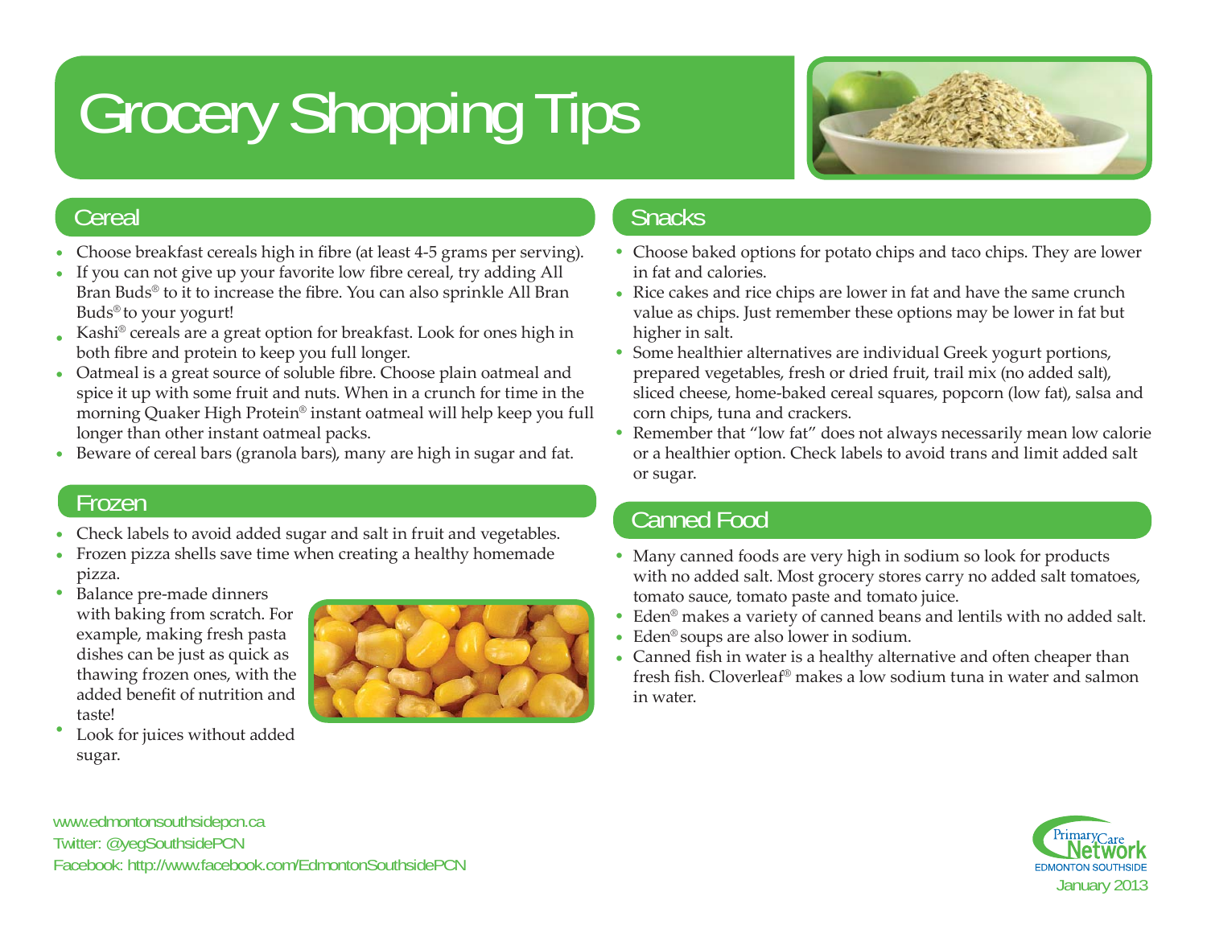# Grocery Shopping Tips

## Cereal

- Choose breakfast cereals high in fibre (at least 4-5 grams per serving).
- If you can not give up your favorite low fibre cereal, try adding All Bran Buds® to it to increase the fibre. You can also sprinkle All Bran Buds® to your yogurt!
- Kashi® cereals are a great option for breakfast. Look for ones high in both fibre and protein to keep you full longer.
- Oatmeal is a great source of soluble fibre. Choose plain oatmeal and spice it up with some fruit and nuts. When in a crunch for time in the morning Quaker High Protein® instant oatmeal will help keep you full longer than other instant oatmeal packs.
- Beware of cereal bars (granola bars), many are high in sugar and fat.

## Frozen

- Check labels to avoid added sugar and salt in fruit and vegetables.
- Frozen pizza shells save time when creating a healthy homemade pizza.
- Balance pre-made dinners with baking from scratch. For example, making fresh pasta dishes can be just as quick as thawing frozen ones, with the added benefit of nutrition and taste!
- Look for juices without added sugar.

## Snacks

- Choose baked options for potato chips and taco chips. They are lower in fat and calories.
- Rice cakes and rice chips are lower in fat and have the same crunch value as chips. Just remember these options may be lower in fat but higher in salt.
- Some healthier alternatives are individual Greek yogurt portions, prepared vegetables, fresh or dried fruit, trail mix (no added salt), sliced cheese, home-baked cereal squares, popcorn (low fat), salsa and corn chips, tuna and crackers.
- Remember that "low fat" does not always necessarily mean low calorie or a healthier option. Check labels to avoid trans and limit added salt or sugar.

## Canned Food

- Many canned foods are very high in sodium so look for products with no added salt. Most grocery stores carry no added salt tomatoes, tomato sauce, tomato paste and tomato juice.
- Eden® makes a variety of canned beans and lentils with no added salt.
- Eden® soups are also lower in sodium.
- Canned fish in water is a healthy alternative and often cheaper than fresh fish. Cloverleaf® makes a low sodium tuna in water and salmon in water.

www.edmontonsouthsidepcn.ca
Twitter: @yegSouthsidePCN
Facebook: http://www.facebook.com/EdmontonSouthsidePCN

Primary Care Network EDMONTON SOUTHSIDE
January 2013